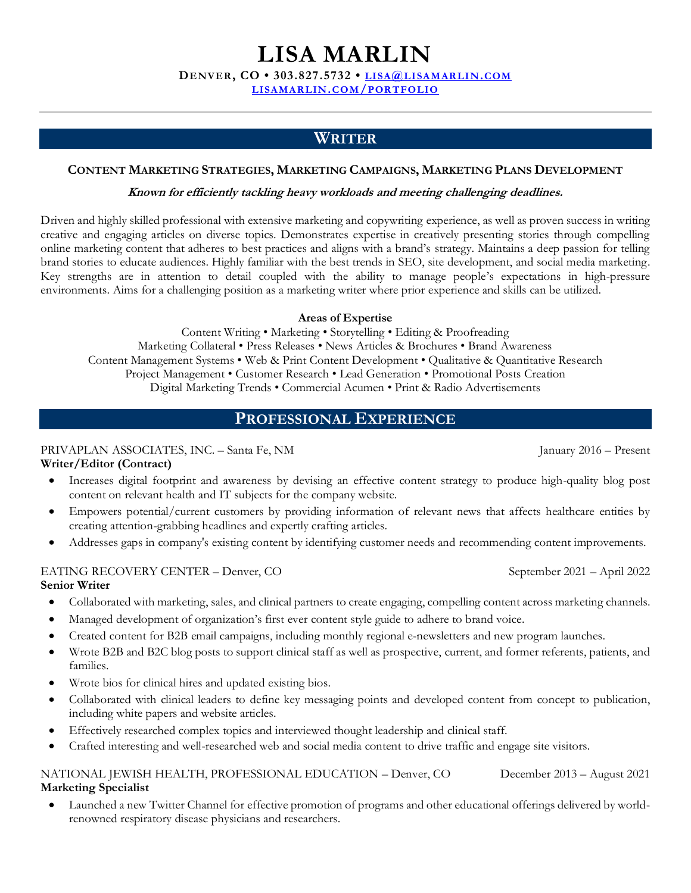# LISA MARLIN

**DENVER, CO • 303.827.5732 • LISA@LISAMARLIN.COM**
**LISAMARLIN.COM/PORTFOLIO**

## WRITER

**CONTENT MARKETING STRATEGIES, MARKETING CAMPAIGNS, MARKETING PLANS DEVELOPMENT**

***Known for efficiently tackling heavy workloads and meeting challenging deadlines.***

Driven and highly skilled professional with extensive marketing and copywriting experience, as well as proven success in writing creative and engaging articles on diverse topics. Demonstrates expertise in creatively presenting stories through compelling online marketing content that adheres to best practices and aligns with a brand's strategy. Maintains a deep passion for telling brand stories to educate audiences. Highly familiar with the best trends in SEO, site development, and social media marketing. Key strengths are in attention to detail coupled with the ability to manage people's expectations in high-pressure environments. Aims for a challenging position as a marketing writer where prior experience and skills can be utilized.

**Areas of Expertise**

Content Writing • Marketing • Storytelling • Editing & Proofreading
Marketing Collateral • Press Releases • News Articles & Brochures • Brand Awareness
Content Management Systems • Web & Print Content Development • Qualitative & Quantitative Research
Project Management • Customer Research • Lead Generation • Promotional Posts Creation
Digital Marketing Trends • Commercial Acumen • Print & Radio Advertisements

## PROFESSIONAL EXPERIENCE

PRIVAPLAN ASSOCIATES, INC. – Santa Fe, NM — January 2016 – Present
**Writer/Editor (Contract)**

- Increases digital footprint and awareness by devising an effective content strategy to produce high-quality blog post content on relevant health and IT subjects for the company website.
- Empowers potential/current customers by providing information of relevant news that affects healthcare entities by creating attention-grabbing headlines and expertly crafting articles.
- Addresses gaps in company's existing content by identifying customer needs and recommending content improvements.

EATING RECOVERY CENTER – Denver, CO — September 2021 – April 2022
**Senior Writer**

- Collaborated with marketing, sales, and clinical partners to create engaging, compelling content across marketing channels.
- Managed development of organization's first ever content style guide to adhere to brand voice.
- Created content for B2B email campaigns, including monthly regional e-newsletters and new program launches.
- Wrote B2B and B2C blog posts to support clinical staff as well as prospective, current, and former referents, patients, and families.
- Wrote bios for clinical hires and updated existing bios.
- Collaborated with clinical leaders to define key messaging points and developed content from concept to publication, including white papers and website articles.
- Effectively researched complex topics and interviewed thought leadership and clinical staff.
- Crafted interesting and well-researched web and social media content to drive traffic and engage site visitors.

NATIONAL JEWISH HEALTH, PROFESSIONAL EDUCATION – Denver, CO — December 2013 – August 2021
**Marketing Specialist**

- Launched a new Twitter Channel for effective promotion of programs and other educational offerings delivered by world-renowned respiratory disease physicians and researchers.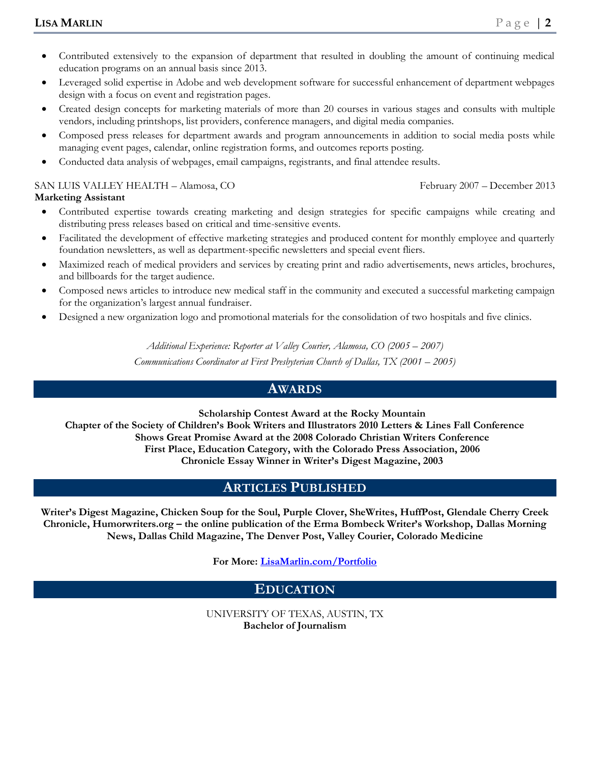- Contributed extensively to the expansion of department that resulted in doubling the amount of continuing medical education programs on an annual basis since 2013.
- Leveraged solid expertise in Adobe and web development software for successful enhancement of department webpages design with a focus on event and registration pages.
- Created design concepts for marketing materials of more than 20 courses in various stages and consults with multiple vendors, including printshops, list providers, conference managers, and digital media companies.
- Composed press releases for department awards and program announcements in addition to social media posts while managing event pages, calendar, online registration forms, and outcomes reports posting.
- Conducted data analysis of webpages, email campaigns, registrants, and final attendee results.

SAN LUIS VALLEY HEALTH – Alamosa, CO February 2007 – December 2013
**Marketing Assistant**

- Contributed expertise towards creating marketing and design strategies for specific campaigns while creating and distributing press releases based on critical and time-sensitive events.
- Facilitated the development of effective marketing strategies and produced content for monthly employee and quarterly foundation newsletters, as well as department-specific newsletters and special event fliers.
- Maximized reach of medical providers and services by creating print and radio advertisements, news articles, brochures, and billboards for the target audience.
- Composed news articles to introduce new medical staff in the community and executed a successful marketing campaign for the organization's largest annual fundraiser.
- Designed a new organization logo and promotional materials for the consolidation of two hospitals and five clinics.

*Additional Experience: Reporter at Valley Courier, Alamosa, CO (2005 – 2007)*
*Communications Coordinator at First Presbyterian Church of Dallas, TX (2001 – 2005)*

## AWARDS

**Scholarship Contest Award at the Rocky Mountain**
**Chapter of the Society of Children's Book Writers and Illustrators 2010 Letters & Lines Fall Conference**
**Shows Great Promise Award at the 2008 Colorado Christian Writers Conference**
**First Place, Education Category, with the Colorado Press Association, 2006**
**Chronicle Essay Winner in Writer's Digest Magazine, 2003**

## ARTICLES PUBLISHED

**Writer's Digest Magazine, Chicken Soup for the Soul, Purple Clover, SheWrites, HuffPost, Glendale Cherry Creek Chronicle, Humorwriters.org – the online publication of the Erma Bombeck Writer's Workshop, Dallas Morning News, Dallas Child Magazine, The Denver Post, Valley Courier, Colorado Medicine**

**For More: [LisaMarlin.com/Portfolio](LisaMarlin.com/Portfolio)**

## EDUCATION

UNIVERSITY OF TEXAS, AUSTIN, TX
**Bachelor of Journalism**